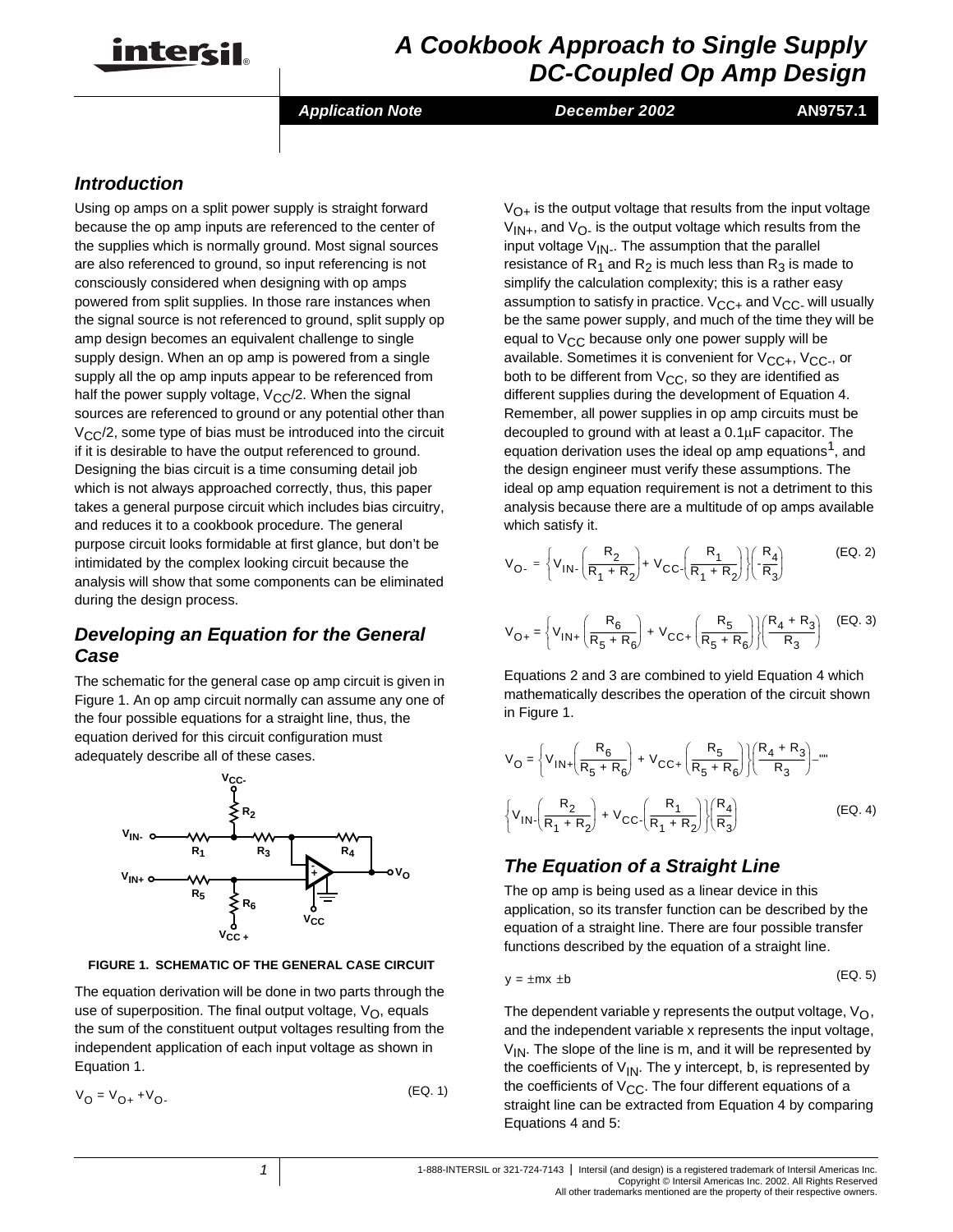# A Cookbook Approach to Single Supply DC-Coupled Op Amp Design

*Application Note* — *December 2002* — AN9757.1

## Introduction

Using op amps on a split power supply is straight forward because the op amp inputs are referenced to the center of the supplies which is normally ground. Most signal sources are also referenced to ground, so input referencing is not consciously considered when designing with op amps powered from split supplies. In those rare instances when the signal source is not referenced to ground, split supply op amp design becomes an equivalent challenge to single supply design. When an op amp is powered from a single supply all the op amp inputs appear to be referenced from half the power supply voltage, $V_{CC}/2$. When the signal sources are referenced to ground or any potential other than $V_{CC}/2$, some type of bias must be introduced into the circuit if it is desirable to have the output referenced to ground. Designing the bias circuit is a time consuming detail job which is not always approached correctly, thus, this paper takes a general purpose circuit which includes bias circuitry, and reduces it to a cookbook procedure. The general purpose circuit looks formidable at first glance, but don't be intimidated by the complex looking circuit because the analysis will show that some components can be eliminated during the design process.

## Developing an Equation for the General Case

The schematic for the general case op amp circuit is given in Figure 1. An op amp circuit normally can assume any one of the four possible equations for a straight line, thus, the equation derived for this circuit configuration must adequately describe all of these cases.

FIGURE 1. SCHEMATIC OF THE GENERAL CASE CIRCUIT

The equation derivation will be done in two parts through the use of superposition. The final output voltage, $V_O$, equals the sum of the constituent output voltages resulting from the independent application of each input voltage as shown in Equation 1.

$$V_O = V_{O+} + V_{O-} \quad \text{(EQ. 1)}$$

$V_{O+}$ is the output voltage that results from the input voltage $V_{IN+}$, and $V_{O-}$ is the output voltage which results from the input voltage $V_{IN-}$. The assumption that the parallel resistance of $R_1$ and $R_2$ is much less than $R_3$ is made to simplify the calculation complexity; this is a rather easy assumption to satisfy in practice. $V_{CC+}$ and $V_{CC-}$ will usually be the same power supply, and much of the time they will be equal to $V_{CC}$ because only one power supply will be available. Sometimes it is convenient for $V_{CC+}$, $V_{CC-}$, or both to be different from $V_{CC}$, so they are identified as different supplies during the development of Equation 4. Remember, all power supplies in op amp circuits must be decoupled to ground with at least a 0.1μF capacitor. The equation derivation uses the ideal op amp equations[1], and the design engineer must verify these assumptions. The ideal op amp equation requirement is not a detriment to this analysis because there are a multitude of op amps available which satisfy it.

$$V_{O-} = \left\{V_{IN-}\left(\frac{R_2}{R_1 + R_2}\right) + V_{CC-}\left(\frac{R_1}{R_1 + R_2}\right)\right\}\left(-\frac{R_4}{R_3}\right) \quad \text{(EQ. 2)}$$

$$V_{O+} = \left\{V_{IN+}\left(\frac{R_6}{R_5 + R_6}\right) + V_{CC+}\left(\frac{R_5}{R_5 + R_6}\right)\right\}\left(\frac{R_4 + R_3}{R_3}\right) \quad \text{(EQ. 3)}$$

Equations 2 and 3 are combined to yield Equation 4 which mathematically describes the operation of the circuit shown in Figure 1.

$$V_O = \left\{V_{IN+}\left(\frac{R_6}{R_5 + R_6}\right) + V_{CC+}\left(\frac{R_5}{R_5 + R_6}\right)\right\}\left(\frac{R_4 + R_3}{R_3}\right) - \left\{V_{IN-}\left(\frac{R_2}{R_1 + R_2}\right) + V_{CC-}\left(\frac{R_1}{R_1 + R_2}\right)\right\}\left(\frac{R_4}{R_3}\right) \quad \text{(EQ. 4)}$$

## The Equation of a Straight Line

The op amp is being used as a linear device in this application, so its transfer function can be described by the equation of a straight line. There are four possible transfer functions described by the equation of a straight line.

$$y = \pm mx \pm b \quad \text{(EQ. 5)}$$

The dependent variable y represents the output voltage, $V_O$, and the independent variable x represents the input voltage, $V_{IN}$. The slope of the line is m, and it will be represented by the coefficients of $V_{IN}$. The y intercept, b, is represented by the coefficients of $V_{CC}$. The four different equations of a straight line can be extracted from Equation 4 by comparing Equations 4 and 5: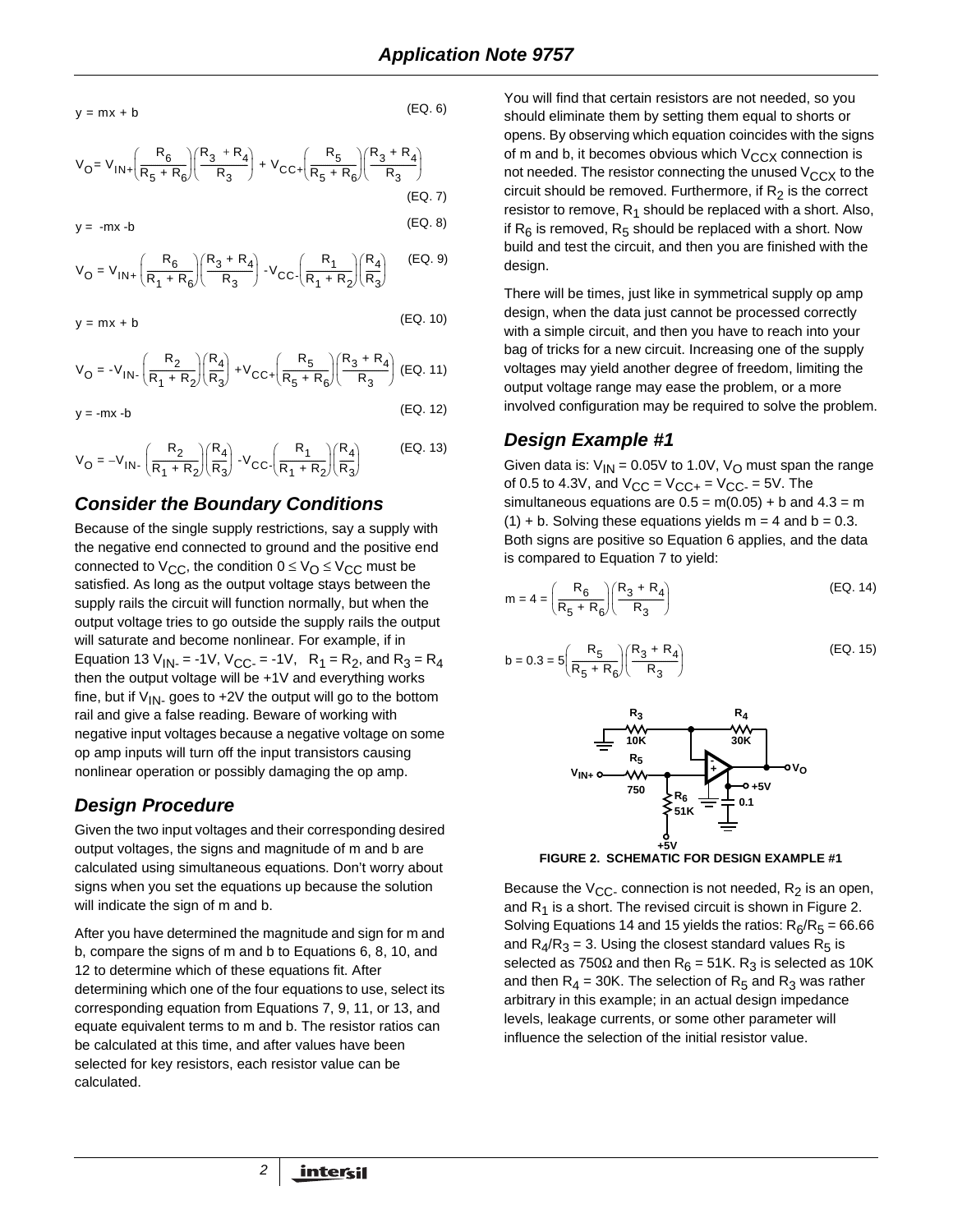$$y = mx + b \quad \text{(EQ. 6)}$$

$$V_O = V_{IN+}\left(\frac{R_6}{R_5 + R_6}\right)\left(\frac{R_3 + R_4}{R_3}\right) + V_{CC+}\left(\frac{R_5}{R_5 + R_6}\right)\left(\frac{R_3 + R_4}{R_3}\right) \quad \text{(EQ. 7)}$$

$$y = -mx - b \quad \text{(EQ. 8)}$$

$$V_O = V_{IN+}\left(\frac{R_6}{R_1 + R_6}\right)\left(\frac{R_3 + R_4}{R_3}\right) - V_{CC-}\left(\frac{R_1}{R_1 + R_2}\right)\left(\frac{R_4}{R_3}\right) \quad \text{(EQ. 9)}$$

$$y = mx + b \quad \text{(EQ. 10)}$$

$$V_O = -V_{IN-}\left(\frac{R_2}{R_1 + R_2}\right)\left(\frac{R_4}{R_3}\right) + V_{CC+}\left(\frac{R_5}{R_5 + R_6}\right)\left(\frac{R_3 + R_4}{R_3}\right) \quad \text{(EQ. 11)}$$

$$y = -mx - b \quad \text{(EQ. 12)}$$

$$V_O = -V_{IN-}\left(\frac{R_2}{R_1 + R_2}\right)\left(\frac{R_4}{R_3}\right) - V_{CC-}\left(\frac{R_1}{R_1 + R_2}\right)\left(\frac{R_4}{R_3}\right) \quad \text{(EQ. 13)}$$

## Consider the Boundary Conditions

Because of the single supply restrictions, say a supply with the negative end connected to ground and the positive end connected to $V_{CC}$, the condition $0 \leq V_O \leq V_{CC}$ must be satisfied. As long as the output voltage stays between the supply rails the circuit will function normally, but when the output voltage tries to go outside the supply rails the output will saturate and become nonlinear. For example, if in Equation 13 $V_{IN-} = -1V$, $V_{CC-} = -1V$, $R_1 = R_2$, and $R_3 = R_4$ then the output voltage will be +1V and everything works fine, but if $V_{IN-}$ goes to +2V the output will go to the bottom rail and give a false reading. Beware of working with negative input voltages because a negative voltage on some op amp inputs will turn off the input transistors causing nonlinear operation or possibly damaging the op amp.

## Design Procedure

Given the two input voltages and their corresponding desired output voltages, the signs and magnitude of m and b are calculated using simultaneous equations. Don't worry about signs when you set the equations up because the solution will indicate the sign of m and b.

After you have determined the magnitude and sign for m and b, compare the signs of m and b to Equations 6, 8, 10, and 12 to determine which of these equations fit. After determining which one of the four equations to use, select its corresponding equation from Equations 7, 9, 11, or 13, and equate equivalent terms to m and b. The resistor ratios can be calculated at this time, and after values have been selected for key resistors, each resistor value can be calculated.

You will find that certain resistors are not needed, so you should eliminate them by setting them equal to shorts or opens. By observing which equation coincides with the signs of m and b, it becomes obvious which $V_{CCX}$ connection is not needed. The resistor connecting the unused $V_{CCX}$ to the circuit should be removed. Furthermore, if $R_2$ is the correct resistor to remove, $R_1$ should be replaced with a short. Also, if $R_6$ is removed, $R_5$ should be replaced with a short. Now build and test the circuit, and then you are finished with the design.

There will be times, just like in symmetrical supply op amp design, when the data just cannot be processed correctly with a simple circuit, and then you have to reach into your bag of tricks for a new circuit. Increasing one of the supply voltages may yield another degree of freedom, limiting the output voltage range may ease the problem, or a more involved configuration may be required to solve the problem.

## Design Example #1

Given data is: $V_{IN} = 0.05V$ to $1.0V$, $V_O$ must span the range of 0.5 to 4.3V, and $V_{CC} = V_{CC+} = V_{CC-} = 5V$. The simultaneous equations are $0.5 = m(0.05) + b$ and $4.3 = m(1) + b$. Solving these equations yields $m = 4$ and $b = 0.3$. Both signs are positive so Equation 6 applies, and the data is compared to Equation 7 to yield:

$$m = 4 = \left(\frac{R_6}{R_5 + R_6}\right)\left(\frac{R_3 + R_4}{R_3}\right) \quad \text{(EQ. 14)}$$

$$b = 0.3 = 5\left(\frac{R_5}{R_5 + R_6}\right)\left(\frac{R_3 + R_4}{R_3}\right) \quad \text{(EQ. 15)}$$

FIGURE 2. SCHEMATIC FOR DESIGN EXAMPLE #1

Because the $V_{CC-}$ connection is not needed, $R_2$ is an open, and $R_1$ is a short. The revised circuit is shown in Figure 2. Solving Equations 14 and 15 yields the ratios: $R_6/R_5 = 66.66$ and $R_4/R_3 = 3$. Using the closest standard values $R_5$ is selected as 750Ω and then $R_6 = 51K$. $R_3$ is selected as 10K and then $R_4 = 30K$. The selection of $R_5$ and $R_3$ was rather arbitrary in this example; in an actual design impedance levels, leakage currents, or some other parameter will influence the selection of the initial resistor value.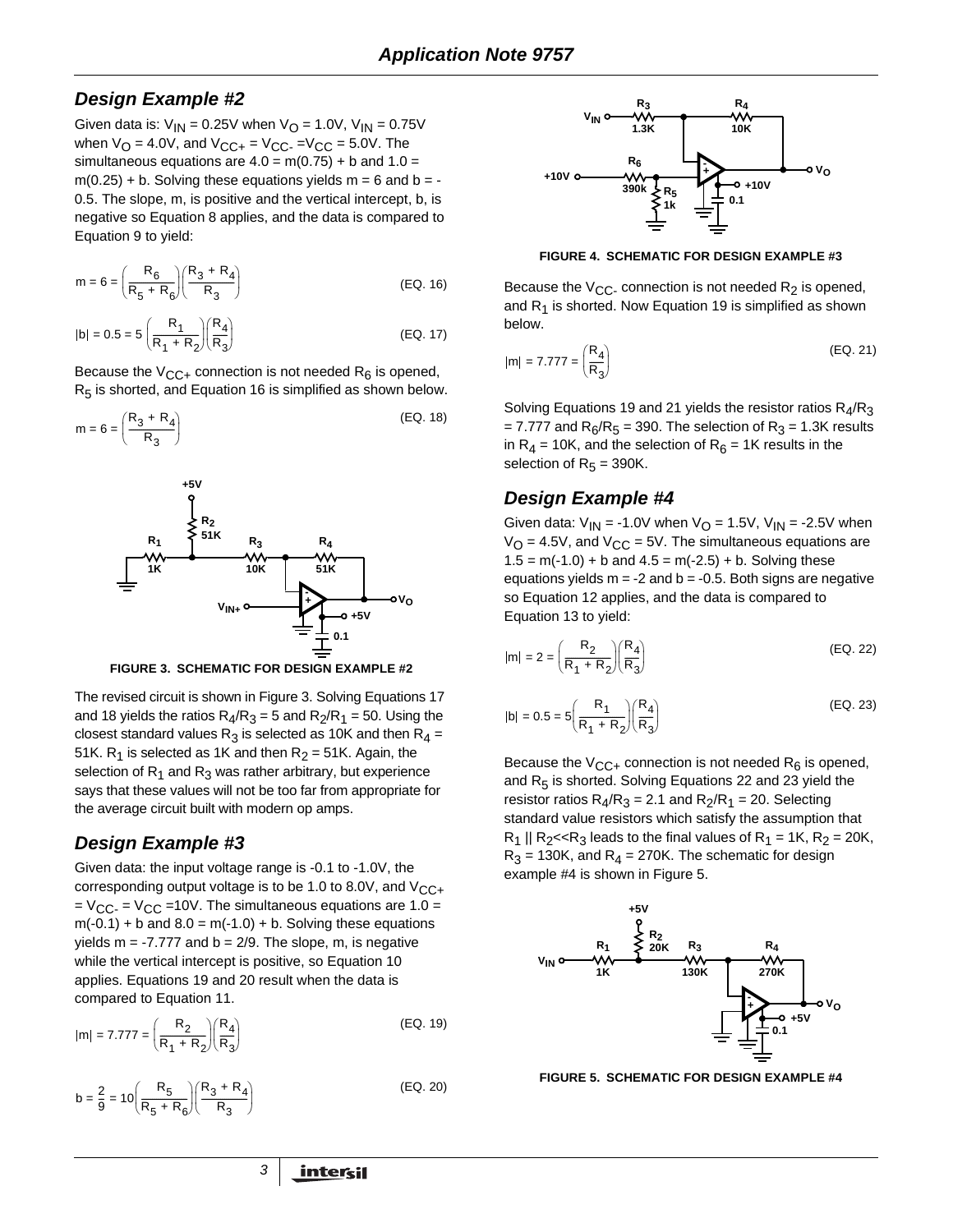## *Design Example #2*

Given data is: $V_{IN} = 0.25V$ when $V_O = 1.0V$, $V_{IN} = 0.75V$ when $V_O = 4.0V$, and $V_{CC+} = V_{CC-} = V_{CC} = 5.0V$. The simultaneous equations are $4.0 = m(0.75) + b$ and $1.0 = m(0.25) + b$. Solving these equations yields $m = 6$ and $b = -0.5$. The slope, m, is positive and the vertical intercept, b, is negative so Equation 8 applies, and the data is compared to Equation 9 to yield:

$$m = 6 = \left(\frac{R_6}{R_5 + R_6}\right)\left(\frac{R_3 + R_4}{R_3}\right) \qquad \text{(EQ. 16)}$$

$$|b| = 0.5 = 5\left(\frac{R_1}{R_1 + R_2}\right)\left(\frac{R_4}{R_3}\right) \qquad \text{(EQ. 17)}$$

Because the $V_{CC+}$ connection is not needed $R_6$ is opened, $R_5$ is shorted, and Equation 16 is simplified as shown below.

$$m = 6 = \left(\frac{R_3 + R_4}{R_3}\right) \qquad \text{(EQ. 18)}$$

FIGURE 3. SCHEMATIC FOR DESIGN EXAMPLE #2

The revised circuit is shown in Figure 3. Solving Equations 17 and 18 yields the ratios $R_4/R_3 = 5$ and $R_2/R_1 = 50$. Using the closest standard values $R_3$ is selected as 10K and then $R_4 =$ 51K. $R_1$ is selected as 1K and then $R_2 = 51K$. Again, the selection of $R_1$ and $R_3$ was rather arbitrary, but experience says that these values will not be too far from appropriate for the average circuit built with modern op amps.

## *Design Example #3*

Given data: the input voltage range is -0.1 to -1.0V, the corresponding output voltage is to be 1.0 to 8.0V, and $V_{CC+} = V_{CC-} = V_{CC} = 10V$. The simultaneous equations are $1.0 = m(-0.1) + b$ and $8.0 = m(-1.0) + b$. Solving these equations yields $m = -7.777$ and $b = 2/9$. The slope, m, is negative while the vertical intercept is positive, so Equation 10 applies. Equations 19 and 20 result when the data is compared to Equation 11.

$$|m| = 7.777 = \left(\frac{R_2}{R_1 + R_2}\right)\left(\frac{R_4}{R_3}\right) \qquad \text{(EQ. 19)}$$

$$b = \frac{2}{9} = 10\left(\frac{R_5}{R_5 + R_6}\right)\left(\frac{R_3 + R_4}{R_3}\right) \qquad \text{(EQ. 20)}$$

FIGURE 4. SCHEMATIC FOR DESIGN EXAMPLE #3

Because the $V_{CC-}$ connection is not needed $R_2$ is opened, and $R_1$ is shorted. Now Equation 19 is simplified as shown below.

$$|m| = 7.777 = \left(\frac{R_4}{R_3}\right) \qquad \text{(EQ. 21)}$$

Solving Equations 19 and 21 yields the resistor ratios $R_4/R_3 = 7.777$ and $R_6/R_5 = 390$. The selection of $R_3 = 1.3K$ results in $R_4 = 10K$, and the selection of $R_6 = 1K$ results in the selection of $R_5 = 390K$.

## *Design Example #4*

Given data: $V_{IN} = -1.0V$ when $V_O = 1.5V$, $V_{IN} = -2.5V$ when $V_O = 4.5V$, and $V_{CC} = 5V$. The simultaneous equations are $1.5 = m(-1.0) + b$ and $4.5 = m(-2.5) + b$. Solving these equations yields $m = -2$ and $b = -0.5$. Both signs are negative so Equation 12 applies, and the data is compared to Equation 13 to yield:

$$|m| = 2 = \left(\frac{R_2}{R_1 + R_2}\right)\left(\frac{R_4}{R_3}\right) \qquad \text{(EQ. 22)}$$

$$|b| = 0.5 = 5\left(\frac{R_1}{R_1 + R_2}\right)\left(\frac{R_4}{R_3}\right) \qquad \text{(EQ. 23)}$$

Because the $V_{CC+}$ connection is not needed $R_6$ is opened, and $R_5$ is shorted. Solving Equations 22 and 23 yield the resistor ratios $R_4/R_3 = 2.1$ and $R_2/R_1 = 20$. Selecting standard value resistors which satisfy the assumption that $R_1 \| R_2 \ll R_3$ leads to the final values of $R_1 = 1K$, $R_2 = 20K$, $R_3 = 130K$, and $R_4 = 270K$. The schematic for design example #4 is shown in Figure 5.

FIGURE 5. SCHEMATIC FOR DESIGN EXAMPLE #4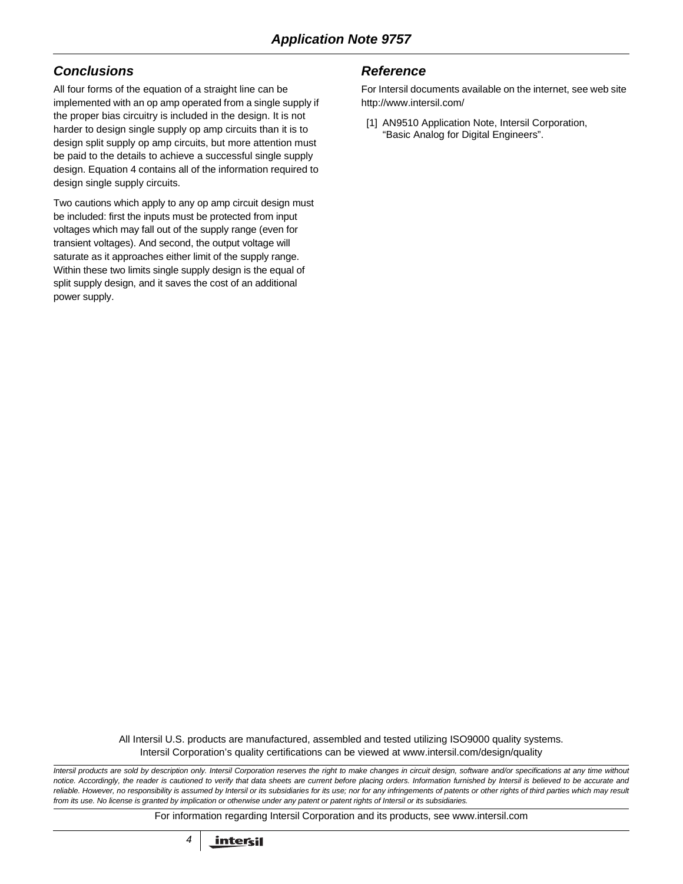## Conclusions

All four forms of the equation of a straight line can be implemented with an op amp operated from a single supply if the proper bias circuitry is included in the design. It is not harder to design single supply op amp circuits than it is to design split supply op amp circuits, but more attention must be paid to the details to achieve a successful single supply design. Equation 4 contains all of the information required to design single supply circuits.

Two cautions which apply to any op amp circuit design must be included: first the inputs must be protected from input voltages which may fall out of the supply range (even for transient voltages). And second, the output voltage will saturate as it approaches either limit of the supply range. Within these two limits single supply design is the equal of split supply design, and it saves the cost of an additional power supply.

## Reference

For Intersil documents available on the internet, see web site http://www.intersil.com/

[1] AN9510 Application Note, Intersil Corporation, "Basic Analog for Digital Engineers".

All Intersil U.S. products are manufactured, assembled and tested utilizing ISO9000 quality systems.
Intersil Corporation's quality certifications can be viewed at www.intersil.com/design/quality

*Intersil products are sold by description only. Intersil Corporation reserves the right to make changes in circuit design, software and/or specifications at any time without notice. Accordingly, the reader is cautioned to verify that data sheets are current before placing orders. Information furnished by Intersil is believed to be accurate and reliable. However, no responsibility is assumed by Intersil or its subsidiaries for its use; nor for any infringements of patents or other rights of third parties which may result from its use. No license is granted by implication or otherwise under any patent or patent rights of Intersil or its subsidiaries.*

For information regarding Intersil Corporation and its products, see www.intersil.com